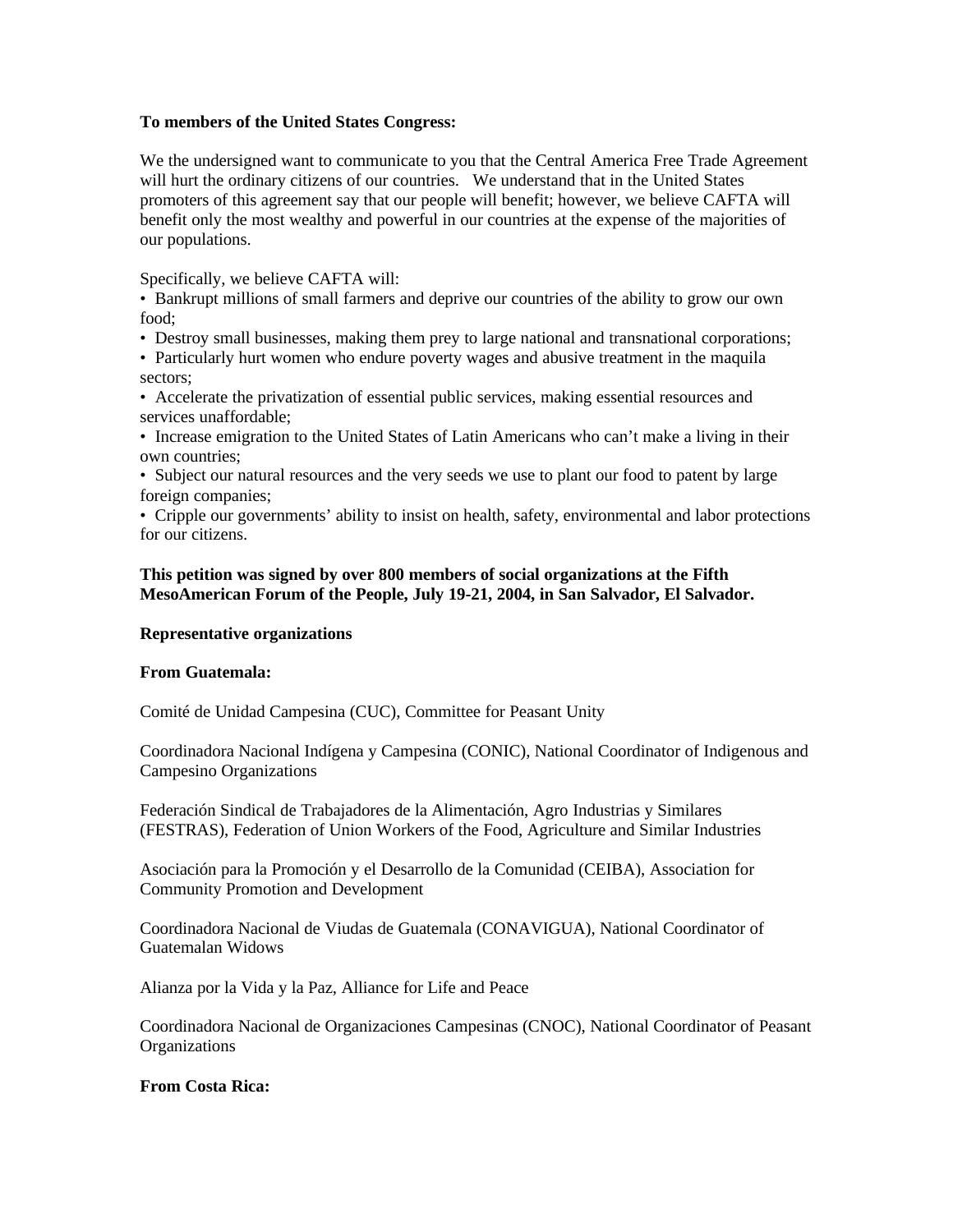**To members of the United States Congress:**

We the undersigned want to communicate to you that the Central America Free Trade Agreement will hurt the ordinary citizens of our countries. We understand that in the United States promoters of this agreement say that our people will benefit; however, we believe CAFTA will benefit only the most wealthy and powerful in our countries at the expense of the majorities of our populations.

Specifically, we believe CAFTA will:

- Bankrupt millions of small farmers and deprive our countries of the ability to grow our own food;
- Destroy small businesses, making them prey to large national and transnational corporations;
- Particularly hurt women who endure poverty wages and abusive treatment in the maquila sectors;
- Accelerate the privatization of essential public services, making essential resources and services unaffordable;
- Increase emigration to the United States of Latin Americans who can't make a living in their own countries;
- Subject our natural resources and the very seeds we use to plant our food to patent by large foreign companies;
- Cripple our governments' ability to insist on health, safety, environmental and labor protections for our citizens.

**This petition was signed by over 800 members of social organizations at the Fifth MesoAmerican Forum of the People, July 19-21, 2004, in San Salvador, El Salvador.**

**Representative organizations**

**From Guatemala:**

Comité de Unidad Campesina (CUC), Committee for Peasant Unity

Coordinadora Nacional Indígena y Campesina (CONIC), National Coordinator of Indigenous and Campesino Organizations

Federación Sindical de Trabajadores de la Alimentación, Agro Industrias y Similares (FESTRAS), Federation of Union Workers of the Food, Agriculture and Similar Industries

Asociación para la Promoción y el Desarrollo de la Comunidad (CEIBA), Association for Community Promotion and Development

Coordinadora Nacional de Viudas de Guatemala (CONAVIGUA), National Coordinator of Guatemalan Widows

Alianza por la Vida y la Paz, Alliance for Life and Peace

Coordinadora Nacional de Organizaciones Campesinas (CNOC), National Coordinator of Peasant Organizations

**From Costa Rica:**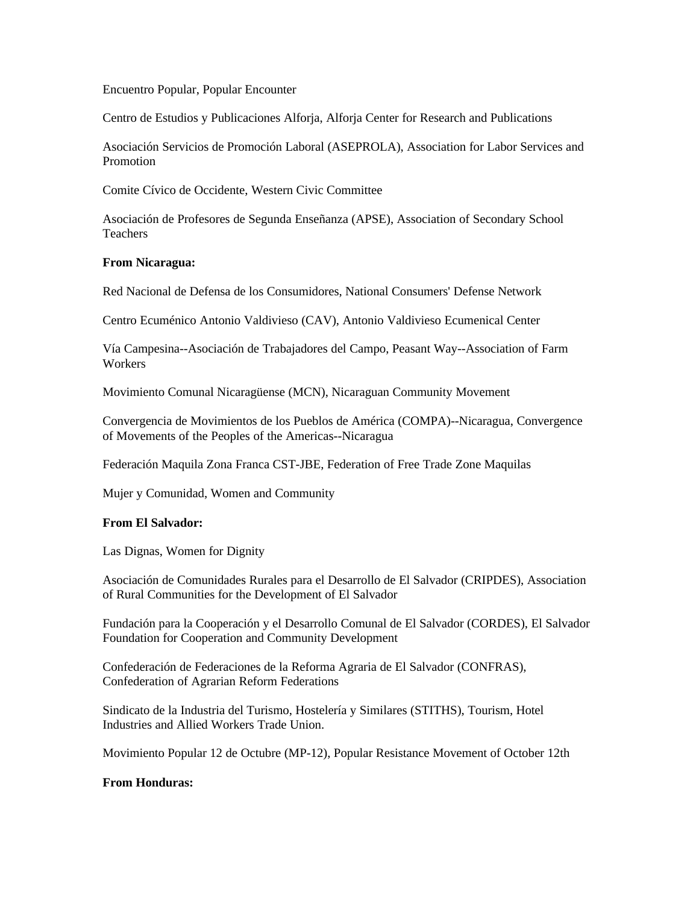Encuentro Popular, Popular Encounter

Centro de Estudios y Publicaciones Alforja, Alforja Center for Research and Publications

Asociación Servicios de Promoción Laboral (ASEPROLA), Association for Labor Services and Promotion

Comite Cívico de Occidente, Western Civic Committee

Asociación de Profesores de Segunda Enseñanza (APSE), Association of Secondary School Teachers

**From Nicaragua:**

Red Nacional de Defensa de los Consumidores, National Consumers' Defense Network

Centro Ecuménico Antonio Valdivieso (CAV), Antonio Valdivieso Ecumenical Center

Vía Campesina--Asociación de Trabajadores del Campo, Peasant Way--Association of Farm Workers

Movimiento Comunal Nicaragüense (MCN), Nicaraguan Community Movement

Convergencia de Movimientos de los Pueblos de América (COMPA)--Nicaragua, Convergence of Movements of the Peoples of the Americas--Nicaragua

Federación Maquila Zona Franca CST-JBE, Federation of Free Trade Zone Maquilas

Mujer y Comunidad, Women and Community

**From El Salvador:**

Las Dignas, Women for Dignity

Asociación de Comunidades Rurales para el Desarrollo de El Salvador (CRIPDES), Association of Rural Communities for the Development of El Salvador

Fundación para la Cooperación y el Desarrollo Comunal de El Salvador (CORDES), El Salvador Foundation for Cooperation and Community Development

Confederación de Federaciones de la Reforma Agraria de El Salvador (CONFRAS), Confederation of Agrarian Reform Federations

Sindicato de la Industria del Turismo, Hostelería y Similares (STITHS), Tourism, Hotel Industries and Allied Workers Trade Union.

Movimiento Popular 12 de Octubre (MP-12), Popular Resistance Movement of October 12th

**From Honduras:**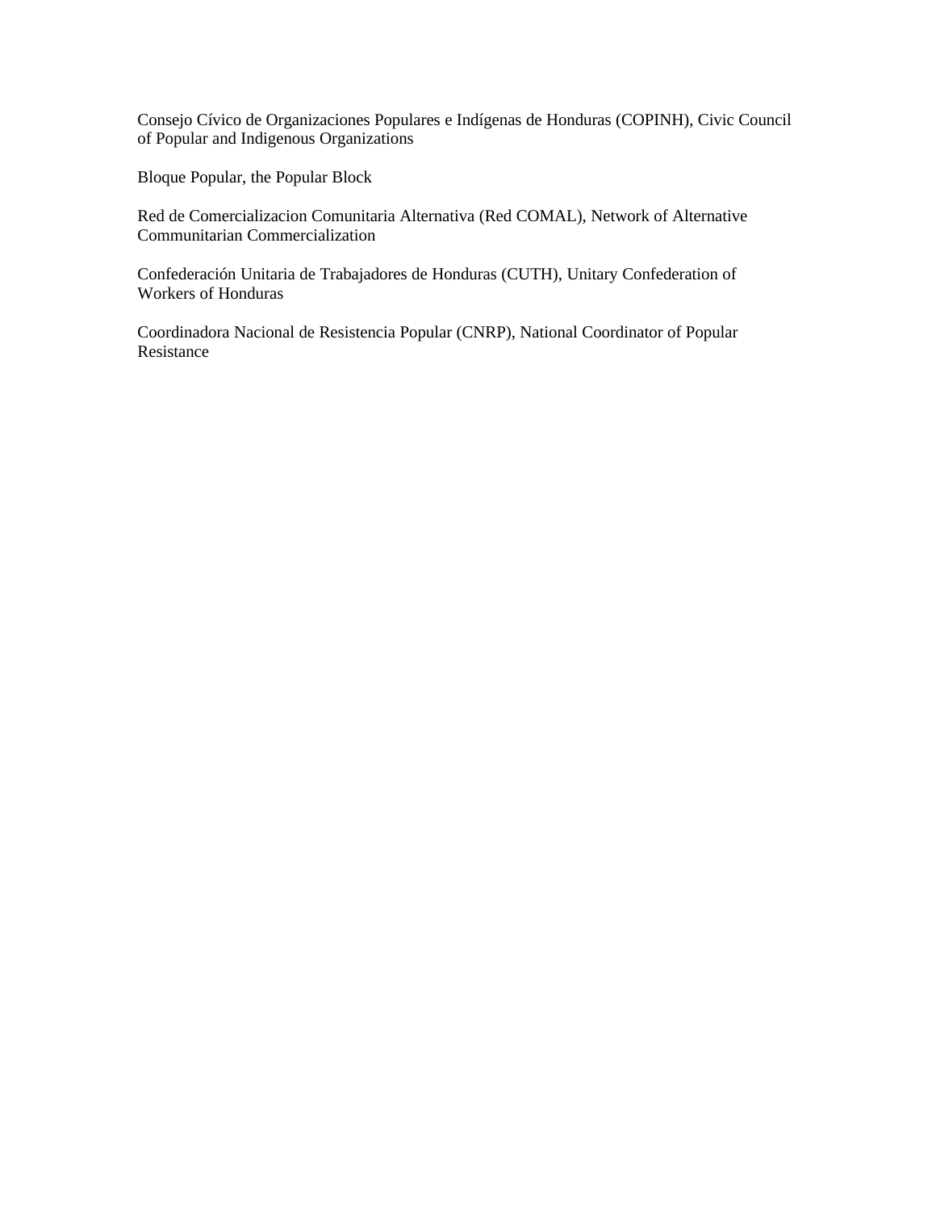Consejo Cívico de Organizaciones Populares e Indígenas de Honduras (COPINH), Civic Council of Popular and Indigenous Organizations

Bloque Popular, the Popular Block

Red de Comercializacion Comunitaria Alternativa (Red COMAL), Network of Alternative Communitarian Commercialization

Confederación Unitaria de Trabajadores de Honduras (CUTH), Unitary Confederation of Workers of Honduras

Coordinadora Nacional de Resistencia Popular (CNRP), National Coordinator of Popular Resistance